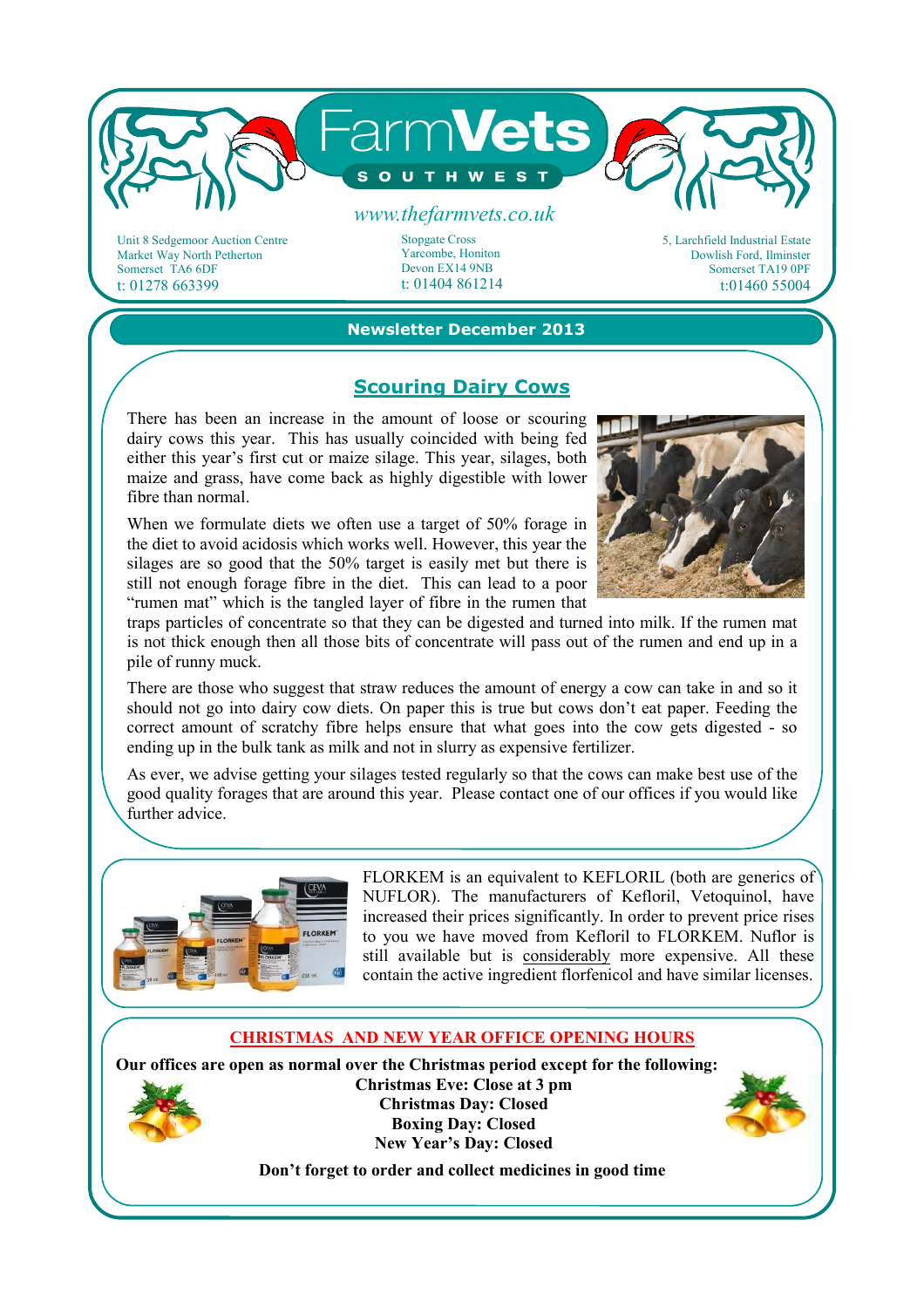# FarmVets SOUTHWEST

www.thefarmvets.co.uk

Unit 8 Sedgemoor Auction Centre
Market Way North Petherton
Somerset TA6 6DF
t: 01278 663399

Stopgate Cross
Yarcombe, Honiton
Devon EX14 9NB
t: 01404 861214

5, Larchfield Industrial Estate
Dowlish Ford, Ilminster
Somerset TA19 0PF
t:01460 55004

**Newsletter December 2013**

## Scouring Dairy Cows

There has been an increase in the amount of loose or scouring dairy cows this year. This has usually coincided with being fed either this year's first cut or maize silage. This year, silages, both maize and grass, have come back as highly digestible with lower fibre than normal.

When we formulate diets we often use a target of 50% forage in the diet to avoid acidosis which works well. However, this year the silages are so good that the 50% target is easily met but there is still not enough forage fibre in the diet. This can lead to a poor "rumen mat" which is the tangled layer of fibre in the rumen that traps particles of concentrate so that they can be digested and turned into milk. If the rumen mat is not thick enough then all those bits of concentrate will pass out of the rumen and end up in a pile of runny muck.

There are those who suggest that straw reduces the amount of energy a cow can take in and so it should not go into dairy cow diets. On paper this is true but cows don't eat paper. Feeding the correct amount of scratchy fibre helps ensure that what goes into the cow gets digested - so ending up in the bulk tank as milk and not in slurry as expensive fertilizer.

As ever, we advise getting your silages tested regularly so that the cows can make best use of the good quality forages that are around this year. Please contact one of our offices if you would like further advice.

FLORKEM is an equivalent to KEFLORIL (both are generics of NUFLOR). The manufacturers of Kefloril, Vetoquinol, have increased their prices significantly. In order to prevent price rises to you we have moved from Kefloril to FLORKEM. Nuflor is still available but is considerably more expensive. All these contain the active ingredient florfenicol and have similar licenses.

## CHRISTMAS AND NEW YEAR OFFICE OPENING HOURS

**Our offices are open as normal over the Christmas period except for the following:**

**Christmas Eve: Close at 3 pm**
**Christmas Day: Closed**
**Boxing Day: Closed**
**New Year's Day: Closed**

**Don't forget to order and collect medicines in good time**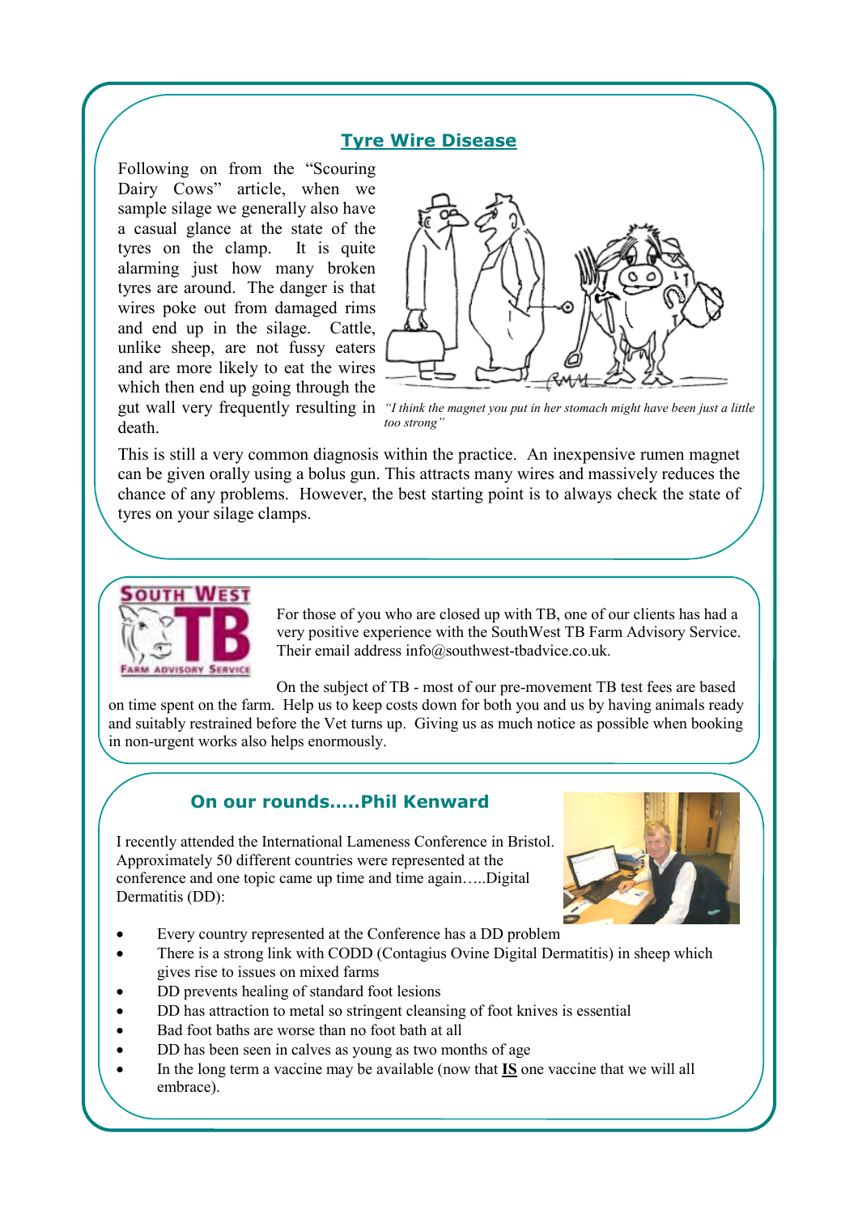## Tyre Wire Disease

Following on from the "Scouring Dairy Cows" article, when we sample silage we generally also have a casual glance at the state of the tyres on the clamp. It is quite alarming just how many broken tyres are around. The danger is that wires poke out from damaged rims and end up in the silage. Cattle, unlike sheep, are not fussy eaters and are more likely to eat the wires which then end up going through the gut wall very frequently resulting in death.

*"I think the magnet you put in her stomach might have been just a little too strong"*

This is still a very common diagnosis within the practice. An inexpensive rumen magnet can be given orally using a bolus gun. This attracts many wires and massively reduces the chance of any problems. However, the best starting point is to always check the state of tyres on your silage clamps.

SOUTH WEST TB FARM ADVISORY SERVICE

For those of you who are closed up with TB, one of our clients has had a very positive experience with the SouthWest TB Farm Advisory Service. Their email address info@southwest-tbadvice.co.uk.

On the subject of TB - most of our pre-movement TB test fees are based on time spent on the farm. Help us to keep costs down for both you and us by having animals ready and suitably restrained before the Vet turns up. Giving us as much notice as possible when booking in non-urgent works also helps enormously.

## On our rounds…..Phil Kenward

I recently attended the International Lameness Conference in Bristol. Approximately 50 different countries were represented at the conference and one topic came up time and time again…..Digital Dermatitis (DD):

- Every country represented at the Conference has a DD problem
- There is a strong link with CODD (Contagius Ovine Digital Dermatitis) in sheep which gives rise to issues on mixed farms
- DD prevents healing of standard foot lesions
- DD has attraction to metal so stringent cleansing of foot knives is essential
- Bad foot baths are worse than no foot bath at all
- DD has been seen in calves as young as two months of age
- In the long term a vaccine may be available (now that **IS** one vaccine that we will all embrace).